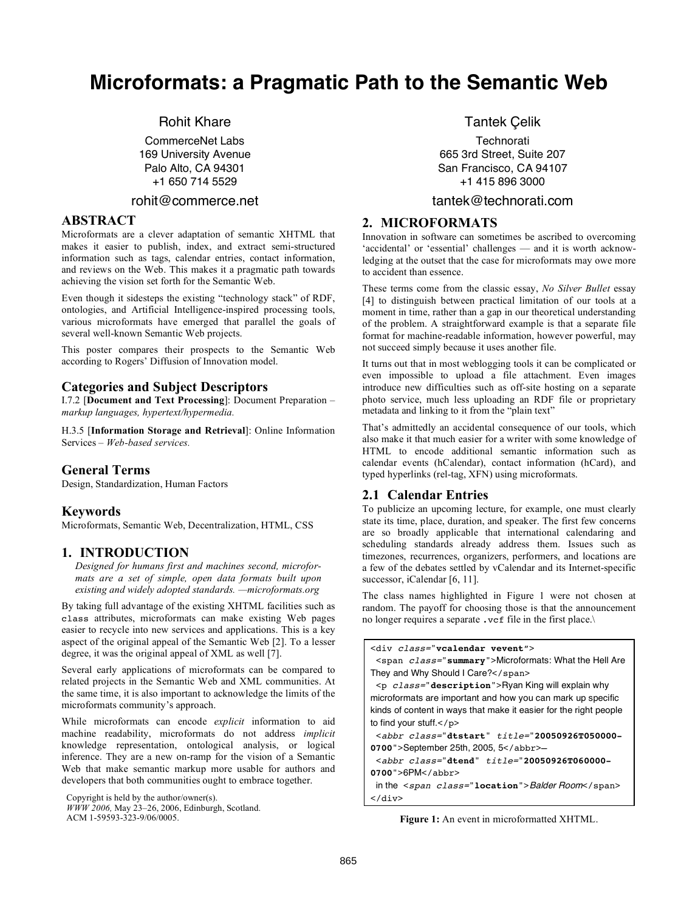# Microformats: a Pragmatic Path to the Semantic Web

Rohit Khare
CommerceNet Labs
169 University Avenue
Palo Alto, CA 94301
+1 650 714 5529
rohit@commerce.net

Tantek Çelik
Technorati
665 3rd Street, Suite 207
San Francisco, CA 94107
+1 415 896 3000
tantek@technorati.com

## ABSTRACT

Microformats are a clever adaptation of semantic XHTML that makes it easier to publish, index, and extract semi-structured information such as tags, calendar entries, contact information, and reviews on the Web. This makes it a pragmatic path towards achieving the vision set forth for the Semantic Web.

Even though it sidesteps the existing "technology stack" of RDF, ontologies, and Artificial Intelligence-inspired processing tools, various microformats have emerged that parallel the goals of several well-known Semantic Web projects.

This poster compares their prospects to the Semantic Web according to Rogers' Diffusion of Innovation model.

### Categories and Subject Descriptors

I.7.2 [**Document and Text Processing**]: Document Preparation – *markup languages, hypertext/hypermedia.*

H.3.5 [**Information Storage and Retrieval**]: Online Information Services – *Web-based services.*

### General Terms

Design, Standardization, Human Factors

### Keywords

Microformats, Semantic Web, Decentralization, HTML, CSS

## 1. INTRODUCTION

> *Designed for humans first and machines second, microformats are a set of simple, open data formats built upon existing and widely adopted standards.* —*microformats.org*

By taking full advantage of the existing XHTML facilities such as `class` attributes, microformats can make existing Web pages easier to recycle into new services and applications. This is a key aspect of the original appeal of the Semantic Web [2]. To a lesser degree, it was the original appeal of XML as well [7].

Several early applications of microformats can be compared to related projects in the Semantic Web and XML communities. At the same time, it is also important to acknowledge the limits of the microformats community's approach.

While microformats can encode *explicit* information to aid machine readability, microformats do not address *implicit* knowledge representation, ontological analysis, or logical inference. They are a new on-ramp for the vision of a Semantic Web that make semantic markup more usable for authors and developers that both communities ought to embrace together.

Copyright is held by the author/owner(s).
*WWW 2006,* May 23–26, 2006, Edinburgh, Scotland.
ACM 1-59593-323-9/06/0005.

## 2. MICROFORMATS

Innovation in software can sometimes be ascribed to overcoming 'accidental' or 'essential' challenges — and it is worth acknowledging at the outset that the case for microformats may owe more to accident than essence.

These terms come from the classic essay, *No Silver Bullet* essay [4] to distinguish between practical limitation of our tools at a moment in time, rather than a gap in our theoretical understanding of the problem. A straightforward example is that a separate file format for machine-readable information, however powerful, may not succeed simply because it uses another file.

It turns out that in most weblogging tools it can be complicated or even impossible to upload a file attachment. Even images introduce new difficulties such as off-site hosting on a separate photo service, much less uploading an RDF file or proprietary metadata and linking to it from the "plain text"

That's admittedly an accidental consequence of our tools, which also make it that much easier for a writer with some knowledge of HTML to encode additional semantic information such as calendar events (hCalendar), contact information (hCard), and typed hyperlinks (rel-tag, XFN) using microformats.

### 2.1 Calendar Entries

To publicize an upcoming lecture, for example, one must clearly state its time, place, duration, and speaker. The first few concerns are so broadly applicable that international calendaring and scheduling standards already address them. Issues such as timezones, recurrences, organizers, performers, and locations are a few of the debates settled by vCalendar and its Internet-specific successor, iCalendar [6, 11].

The class names highlighted in Figure 1 were not chosen at random. The payoff for choosing those is that the announcement no longer requires a separate `.vcf` file in the first place.\

```
<div class="vcalendar vevent">
 <span class="summary">Microformats: What the Hell Are They and Why Should I Care?</span>
 <p class="description">Ryan King will explain why microformats are important and how you can mark up specific kinds of content in ways that make it easier for the right people to find your stuff.</p>
 <abbr class="dtstart" title="20050926T050000-0700">September 25th, 2005, 5</abbr>–
 <abbr class="dtend" title="20050926T060000-0700">6PM</abbr>
 in the <span class="location">Balder Room</span>
</div>
```

**Figure 1:** An event in microformatted XHTML.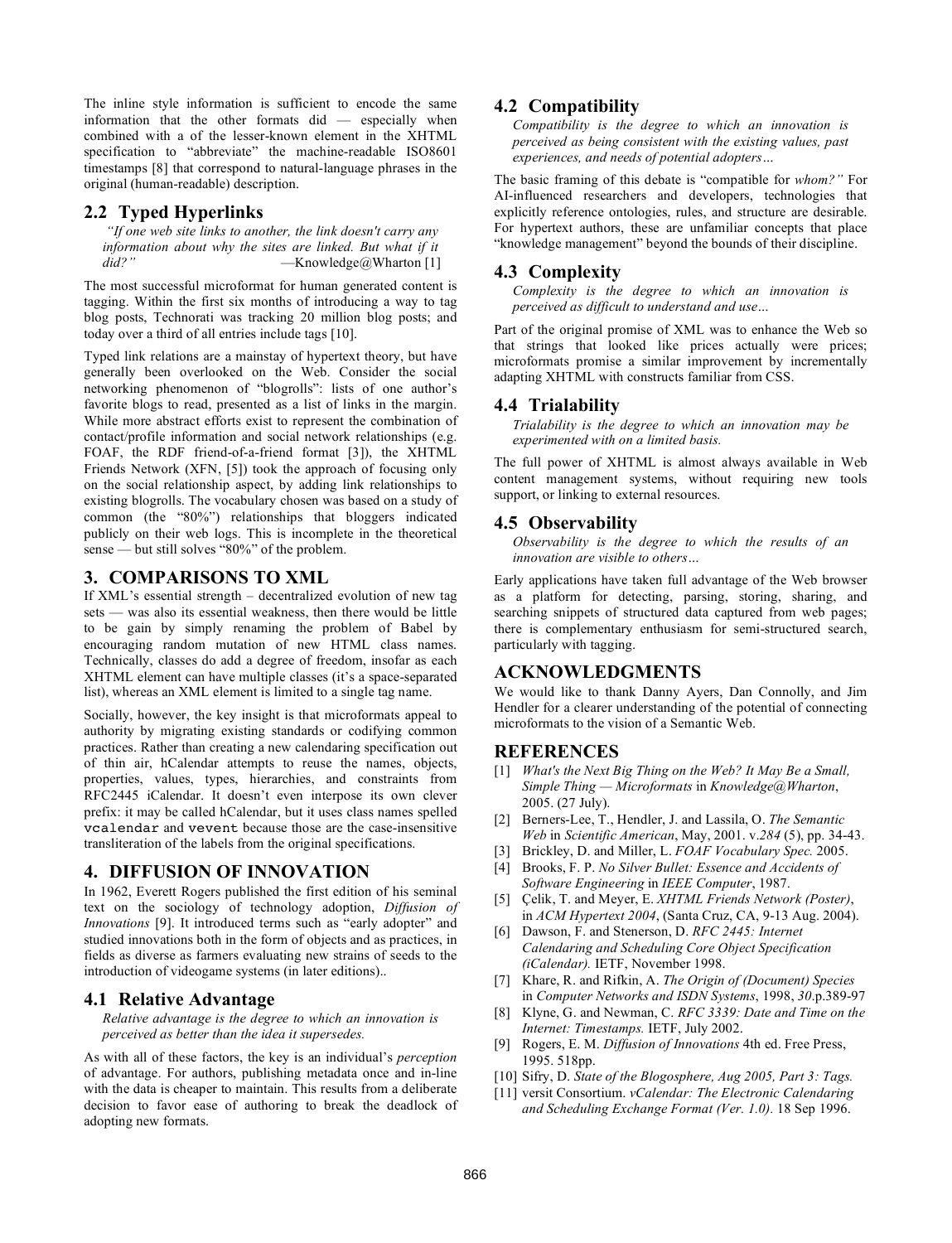The inline style information is sufficient to encode the same information that the other formats did — especially when combined with a of the lesser-known element in the XHTML specification to "abbreviate" the machine-readable ISO8601 timestamps [8] that correspond to natural-language phrases in the original (human-readable) description.

## 2.2 Typed Hyperlinks

*"If one web site links to another, the link doesn't carry any information about why the sites are linked. But what if it did?"* —Knowledge@Wharton [1]

The most successful microformat for human generated content is tagging. Within the first six months of introducing a way to tag blog posts, Technorati was tracking 20 million blog posts; and today over a third of all entries include tags [10].

Typed link relations are a mainstay of hypertext theory, but have generally been overlooked on the Web. Consider the social networking phenomenon of "blogrolls": lists of one author's favorite blogs to read, presented as a list of links in the margin. While more abstract efforts exist to represent the combination of contact/profile information and social network relationships (e.g. FOAF, the RDF friend-of-a-friend format [3]), the XHTML Friends Network (XFN, [5]) took the approach of focusing only on the social relationship aspect, by adding link relationships to existing blogrolls. The vocabulary chosen was based on a study of common (the "80%") relationships that bloggers indicated publicly on their web logs. This is incomplete in the theoretical sense — but still solves "80%" of the problem.

# 3. COMPARISONS TO XML

If XML's essential strength – decentralized evolution of new tag sets — was also its essential weakness, then there would be little to be gain by simply renaming the problem of Babel by encouraging random mutation of new HTML class names. Technically, classes do add a degree of freedom, insofar as each XHTML element can have multiple classes (it's a space-separated list), whereas an XML element is limited to a single tag name.

Socially, however, the key insight is that microformats appeal to authority by migrating existing standards or codifying common practices. Rather than creating a new calendaring specification out of thin air, hCalendar attempts to reuse the names, objects, properties, values, types, hierarchies, and constraints from RFC2445 iCalendar. It doesn't even interpose its own clever prefix: it may be called hCalendar, but it uses class names spelled `vcalendar` and `vevent` because those are the case-insensitive transliteration of the labels from the original specifications.

# 4. DIFFUSION OF INNOVATION

In 1962, Everett Rogers published the first edition of his seminal text on the sociology of technology adoption, *Diffusion of Innovations* [9]. It introduced terms such as "early adopter" and studied innovations both in the form of objects and as practices, in fields as diverse as farmers evaluating new strains of seeds to the introduction of videogame systems (in later editions)..

## 4.1 Relative Advantage

*Relative advantage is the degree to which an innovation is perceived as better than the idea it supersedes.*

As with all of these factors, the key is an individual's *perception* of advantage. For authors, publishing metadata once and in-line with the data is cheaper to maintain. This results from a deliberate decision to favor ease of authoring to break the deadlock of adopting new formats.

## 4.2 Compatibility

*Compatibility is the degree to which an innovation is perceived as being consistent with the existing values, past experiences, and needs of potential adopters…*

The basic framing of this debate is "compatible for *whom?"* For AI-influenced researchers and developers, technologies that explicitly reference ontologies, rules, and structure are desirable. For hypertext authors, these are unfamiliar concepts that place "knowledge management" beyond the bounds of their discipline.

## 4.3 Complexity

*Complexity is the degree to which an innovation is perceived as difficult to understand and use…*

Part of the original promise of XML was to enhance the Web so that strings that looked like prices actually were prices; microformats promise a similar improvement by incrementally adapting XHTML with constructs familiar from CSS.

## 4.4 Trialability

*Trialability is the degree to which an innovation may be experimented with on a limited basis.*

The full power of XHTML is almost always available in Web content management systems, without requiring new tools support, or linking to external resources.

## 4.5 Observability

*Observability is the degree to which the results of an innovation are visible to others…*

Early applications have taken full advantage of the Web browser as a platform for detecting, parsing, storing, sharing, and searching snippets of structured data captured from web pages; there is complementary enthusiasm for semi-structured search, particularly with tagging.

# ACKNOWLEDGMENTS

We would like to thank Danny Ayers, Dan Connolly, and Jim Hendler for a clearer understanding of the potential of connecting microformats to the vision of a Semantic Web.

# REFERENCES

[1] *What's the Next Big Thing on the Web? It May Be a Small, Simple Thing — Microformats* in *Knowledge@Wharton*, 2005. (27 July).

[2] Berners-Lee, T., Hendler, J. and Lassila, O. *The Semantic Web* in *Scientific American*, May, 2001. v.*284* (5), pp. 34-43.

[3] Brickley, D. and Miller, L. *FOAF Vocabulary Spec.* 2005.

[4] Brooks, F. P. *No Silver Bullet: Essence and Accidents of Software Engineering* in *IEEE Computer*, 1987.

[5] Çelik, T. and Meyer, E. *XHTML Friends Network (Poster)*, in *ACM Hypertext 2004*, (Santa Cruz, CA, 9-13 Aug. 2004).

[6] Dawson, F. and Stenerson, D. *RFC 2445: Internet Calendaring and Scheduling Core Object Specification (iCalendar).* IETF, November 1998.

[7] Khare, R. and Rifkin, A. *The Origin of (Document) Species* in *Computer Networks and ISDN Systems*, 1998, *30*.p.389-97

[8] Klyne, G. and Newman, C. *RFC 3339: Date and Time on the Internet: Timestamps.* IETF, July 2002.

[9] Rogers, E. M. *Diffusion of Innovations* 4th ed. Free Press, 1995. 518pp.

[10] Sifry, D. *State of the Blogosphere, Aug 2005, Part 3: Tags.*

[11] versit Consortium. *vCalendar: The Electronic Calendaring and Scheduling Exchange Format (Ver. 1.0).* 18 Sep 1996.